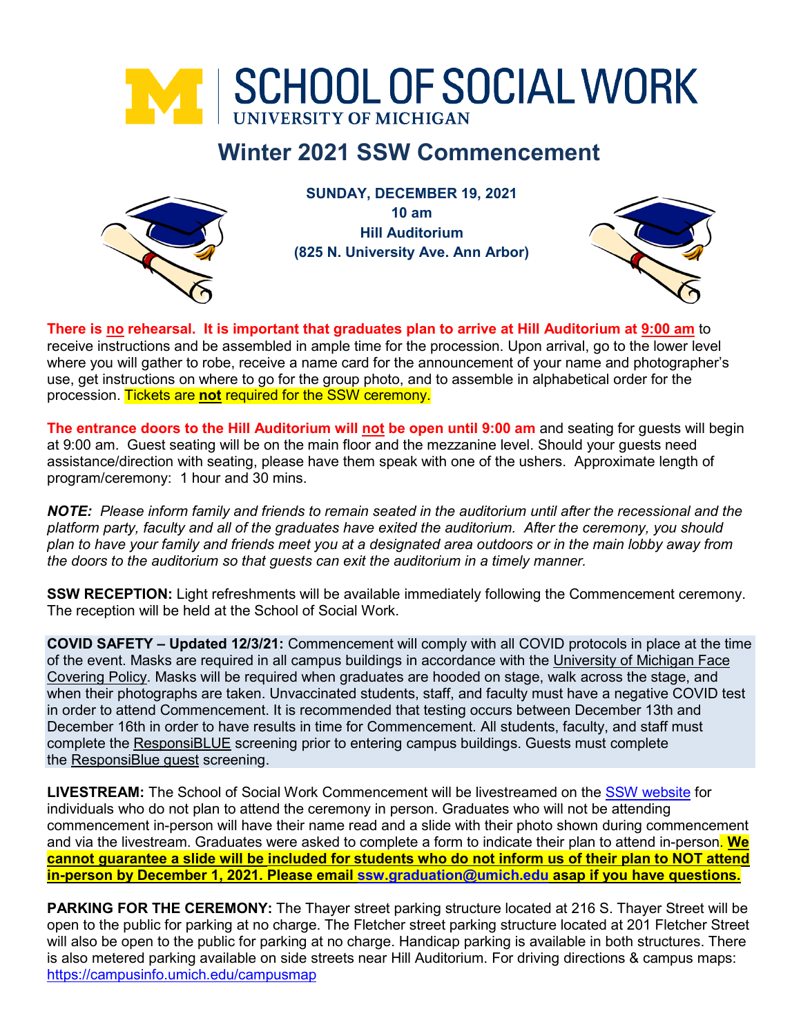# SCHOOL OF SOCIAL WORK

UNIVERSITY OF MICHIGAN

## Winter 2021 SSW Commencement

**SUNDAY, DECEMBER 19, 2021**
**10 am**
**Hill Auditorium**
**(825 N. University Ave. Ann Arbor)**

**There is no rehearsal. It is important that graduates plan to arrive at Hill Auditorium at 9:00 am** to receive instructions and be assembled in ample time for the procession. Upon arrival, go to the lower level where you will gather to robe, receive a name card for the announcement of your name and photographer's use, get instructions on where to go for the group photo, and to assemble in alphabetical order for the procession. Tickets are **not** required for the SSW ceremony.

**The entrance doors to the Hill Auditorium will not be open until 9:00 am** and seating for guests will begin at 9:00 am. Guest seating will be on the main floor and the mezzanine level. Should your guests need assistance/direction with seating, please have them speak with one of the ushers. Approximate length of program/ceremony: 1 hour and 30 mins.

***NOTE:** Please inform family and friends to remain seated in the auditorium until after the recessional and the platform party, faculty and all of the graduates have exited the auditorium. After the ceremony, you should plan to have your family and friends meet you at a designated area outdoors or in the main lobby away from the doors to the auditorium so that guests can exit the auditorium in a timely manner.*

**SSW RECEPTION:** Light refreshments will be available immediately following the Commencement ceremony. The reception will be held at the School of Social Work.

**COVID SAFETY – Updated 12/3/21:** Commencement will comply with all COVID protocols in place at the time of the event. Masks are required in all campus buildings in accordance with the University of Michigan Face Covering Policy. Masks will be required when graduates are hooded on stage, walk across the stage, and when their photographs are taken. Unvaccinated students, staff, and faculty must have a negative COVID test in order to attend Commencement. It is recommended that testing occurs between December 13th and December 16th in order to have results in time for Commencement. All students, faculty, and staff must complete the ResponsiBLUE screening prior to entering campus buildings. Guests must complete the ResponsiBlue guest screening.

**LIVESTREAM:** The School of Social Work Commencement will be livestreamed on the SSW website for individuals who do not plan to attend the ceremony in person. Graduates who will not be attending commencement in-person will have their name read and a slide with their photo shown during commencement and via the livestream. Graduates were asked to complete a form to indicate their plan to attend in-person. **We cannot guarantee a slide will be included for students who do not inform us of their plan to NOT attend in-person by December 1, 2021. Please email ssw.graduation@umich.edu asap if you have questions.**

**PARKING FOR THE CEREMONY:** The Thayer street parking structure located at 216 S. Thayer Street will be open to the public for parking at no charge. The Fletcher street parking structure located at 201 Fletcher Street will also be open to the public for parking at no charge. Handicap parking is available in both structures. There is also metered parking available on side streets near Hill Auditorium. For driving directions & campus maps: https://campusinfo.umich.edu/campusmap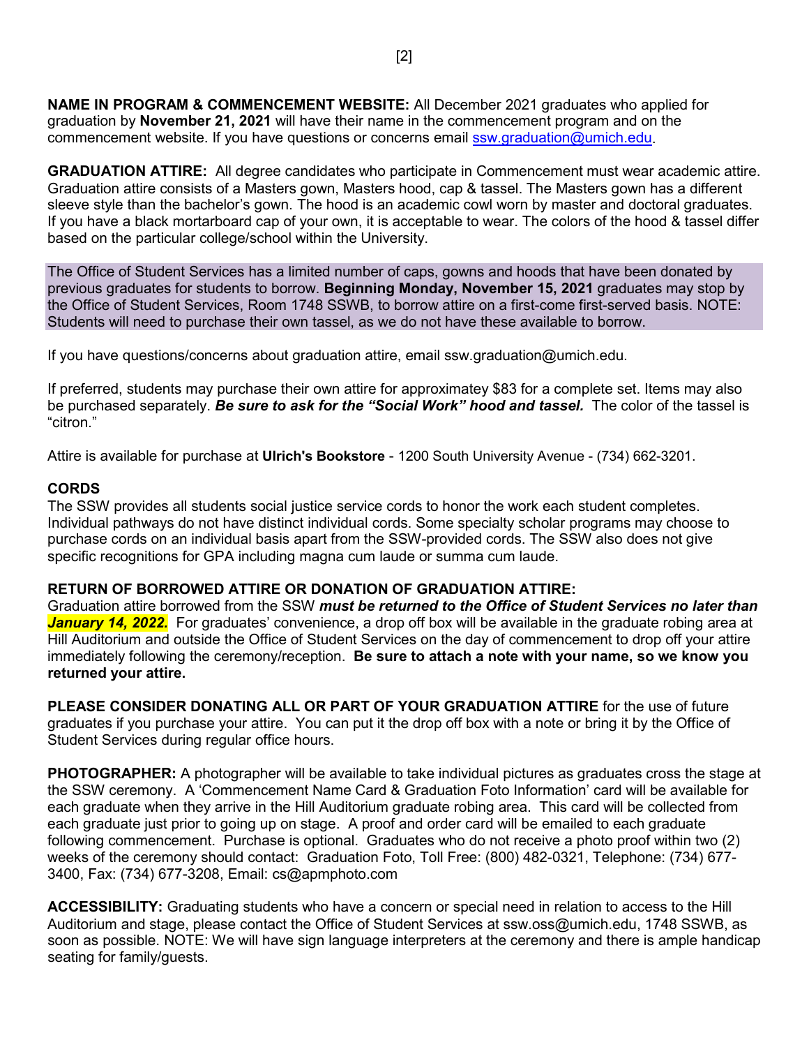**NAME IN PROGRAM & COMMENCEMENT WEBSITE:** All December 2021 graduates who applied for graduation by **November 21, 2021** will have their name in the commencement program and on the commencement website. If you have questions or concerns email ssw.graduation@umich.edu.

**GRADUATION ATTIRE:** All degree candidates who participate in Commencement must wear academic attire. Graduation attire consists of a Masters gown, Masters hood, cap & tassel. The Masters gown has a different sleeve style than the bachelor's gown. The hood is an academic cowl worn by master and doctoral graduates. If you have a black mortarboard cap of your own, it is acceptable to wear. The colors of the hood & tassel differ based on the particular college/school within the University.

The Office of Student Services has a limited number of caps, gowns and hoods that have been donated by previous graduates for students to borrow. **Beginning Monday, November 15, 2021** graduates may stop by the Office of Student Services, Room 1748 SSWB, to borrow attire on a first-come first-served basis. NOTE: Students will need to purchase their own tassel, as we do not have these available to borrow.

If you have questions/concerns about graduation attire, email ssw.graduation@umich.edu.

If preferred, students may purchase their own attire for approximatey $83 for a complete set. Items may also be purchased separately. ***Be sure to ask for the "Social Work" hood and tassel.*** The color of the tassel is "citron."

Attire is available for purchase at **Ulrich's Bookstore** - 1200 South University Avenue - (734) 662-3201.

**CORDS**

The SSW provides all students social justice service cords to honor the work each student completes. Individual pathways do not have distinct individual cords. Some specialty scholar programs may choose to purchase cords on an individual basis apart from the SSW-provided cords. The SSW also does not give specific recognitions for GPA including magna cum laude or summa cum laude.

**RETURN OF BORROWED ATTIRE OR DONATION OF GRADUATION ATTIRE:**

Graduation attire borrowed from the SSW ***must be returned to the Office of Student Services no later than January 14, 2022.*** For graduates' convenience, a drop off box will be available in the graduate robing area at Hill Auditorium and outside the Office of Student Services on the day of commencement to drop off your attire immediately following the ceremony/reception. **Be sure to attach a note with your name, so we know you returned your attire.**

**PLEASE CONSIDER DONATING ALL OR PART OF YOUR GRADUATION ATTIRE** for the use of future graduates if you purchase your attire. You can put it the drop off box with a note or bring it by the Office of Student Services during regular office hours.

**PHOTOGRAPHER:** A photographer will be available to take individual pictures as graduates cross the stage at the SSW ceremony. A 'Commencement Name Card & Graduation Foto Information' card will be available for each graduate when they arrive in the Hill Auditorium graduate robing area. This card will be collected from each graduate just prior to going up on stage. A proof and order card will be emailed to each graduate following commencement. Purchase is optional. Graduates who do not receive a photo proof within two (2) weeks of the ceremony should contact: Graduation Foto, Toll Free: (800) 482-0321, Telephone: (734) 677-3400, Fax: (734) 677-3208, Email: cs@apmphoto.com

**ACCESSIBILITY:** Graduating students who have a concern or special need in relation to access to the Hill Auditorium and stage, please contact the Office of Student Services at ssw.oss@umich.edu, 1748 SSWB, as soon as possible. NOTE: We will have sign language interpreters at the ceremony and there is ample handicap seating for family/guests.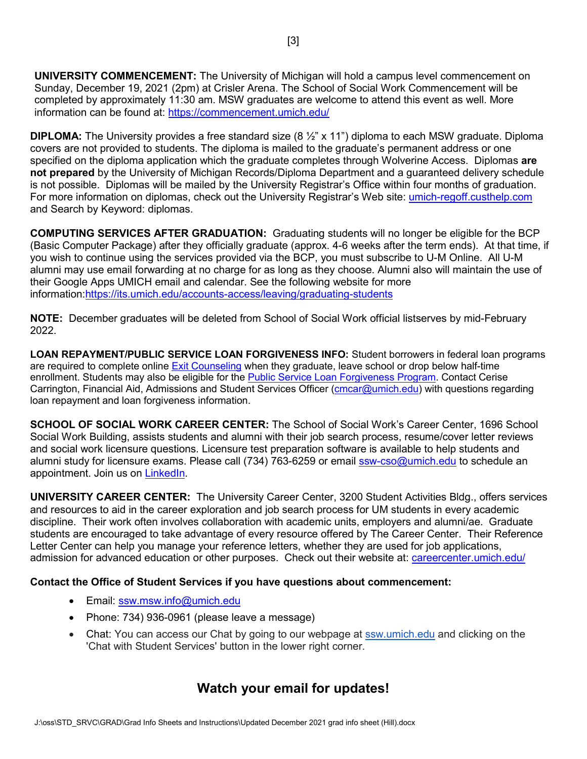**UNIVERSITY COMMENCEMENT:** The University of Michigan will hold a campus level commencement on Sunday, December 19, 2021 (2pm) at Crisler Arena. The School of Social Work Commencement will be completed by approximately 11:30 am. MSW graduates are welcome to attend this event as well. More information can be found at: https://commencement.umich.edu/

**DIPLOMA:** The University provides a free standard size (8 ½" x 11") diploma to each MSW graduate. Diploma covers are not provided to students. The diploma is mailed to the graduate's permanent address or one specified on the diploma application which the graduate completes through Wolverine Access. Diplomas **are not prepared** by the University of Michigan Records/Diploma Department and a guaranteed delivery schedule is not possible. Diplomas will be mailed by the University Registrar's Office within four months of graduation. For more information on diplomas, check out the University Registrar's Web site: umich-regoff.custhelp.com and Search by Keyword: diplomas.

**COMPUTING SERVICES AFTER GRADUATION:** Graduating students will no longer be eligible for the BCP (Basic Computer Package) after they officially graduate (approx. 4-6 weeks after the term ends). At that time, if you wish to continue using the services provided via the BCP, you must subscribe to U-M Online. All U-M alumni may use email forwarding at no charge for as long as they choose. Alumni also will maintain the use of their Google Apps UMICH email and calendar. See the following website for more information:https://its.umich.edu/accounts-access/leaving/graduating-students

**NOTE:** December graduates will be deleted from School of Social Work official listserves by mid-February 2022.

**LOAN REPAYMENT/PUBLIC SERVICE LOAN FORGIVENESS INFO:** Student borrowers in federal loan programs are required to complete online Exit Counseling when they graduate, leave school or drop below half-time enrollment. Students may also be eligible for the Public Service Loan Forgiveness Program. Contact Cerise Carrington, Financial Aid, Admissions and Student Services Officer (cmcar@umich.edu) with questions regarding loan repayment and loan forgiveness information.

**SCHOOL OF SOCIAL WORK CAREER CENTER:** The School of Social Work's Career Center, 1696 School Social Work Building, assists students and alumni with their job search process, resume/cover letter reviews and social work licensure questions. Licensure test preparation software is available to help students and alumni study for licensure exams. Please call (734) 763-6259 or email ssw-cso@umich.edu to schedule an appointment. Join us on LinkedIn.

**UNIVERSITY CAREER CENTER:** The University Career Center, 3200 Student Activities Bldg., offers services and resources to aid in the career exploration and job search process for UM students in every academic discipline. Their work often involves collaboration with academic units, employers and alumni/ae. Graduate students are encouraged to take advantage of every resource offered by The Career Center. Their Reference Letter Center can help you manage your reference letters, whether they are used for job applications, admission for advanced education or other purposes. Check out their website at: careercenter.umich.edu/

**Contact the Office of Student Services if you have questions about commencement:**

- Email: ssw.msw.info@umich.edu
- Phone: 734) 936-0961 (please leave a message)
- Chat: You can access our Chat by going to our webpage at ssw.umich.edu and clicking on the 'Chat with Student Services' button in the lower right corner.

## Watch your email for updates!

J:\oss\STD_SRVC\GRAD\Grad Info Sheets and Instructions\Updated December 2021 grad info sheet (Hill).docx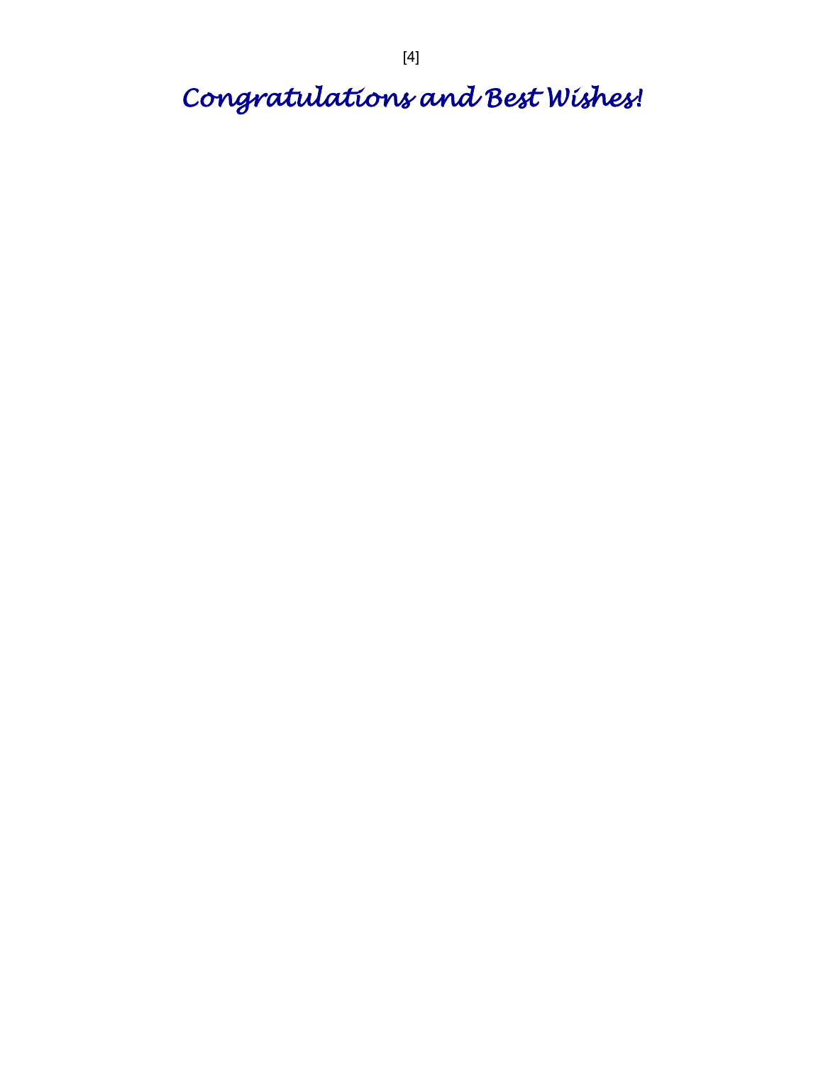# *Congratulations and Best Wishes!*